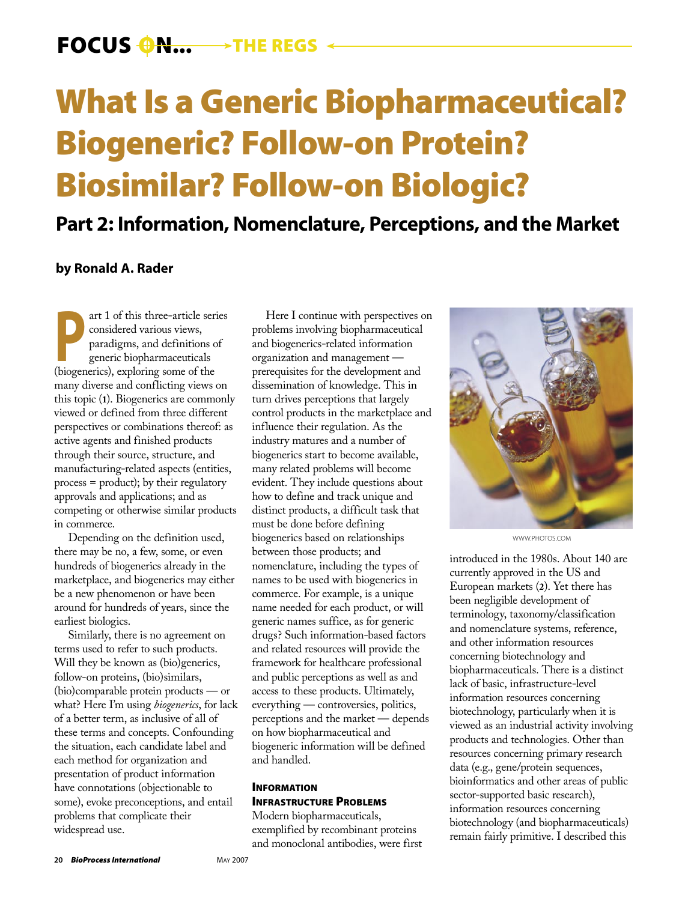FOCUS ON… THE REGS

# What Is a Generic Biopharmaceutical? Biogeneric? Follow-on Protein? Biosimilar? Follow-on Biologic?

## Part 2: Information, Nomenclature, Perceptions, and the Market

**by Ronald A. Rader**

Part 1 of this three-article series considered various views, paradigms, and definitions of generic biopharmaceuticals (biogenerics), exploring some of the many diverse and conflicting views on this topic (**1**). Biogenerics are commonly viewed or defined from three different perspectives or combinations thereof: as active agents and finished products through their source, structure, and manufacturing-related aspects (entities, process = product); by their regulatory approvals and applications; and as competing or otherwise similar products in commerce.

Depending on the definition used, there may be no, a few, some, or even hundreds of biogenerics already in the marketplace, and biogenerics may either be a new phenomenon or have been around for hundreds of years, since the earliest biologics.

Similarly, there is no agreement on terms used to refer to such products. Will they be known as (bio)generics, follow-on proteins, (bio)similars, (bio)comparable protein products — or what? Here I'm using *biogenerics*, for lack of a better term, as inclusive of all of these terms and concepts. Confounding the situation, each candidate label and each method for organization and presentation of product information have connotations (objectionable to some), evoke preconceptions, and entail problems that complicate their widespread use.

Here I continue with perspectives on problems involving biopharmaceutical and biogenerics-related information organization and management — prerequisites for the development and dissemination of knowledge. This in turn drives perceptions that largely control products in the marketplace and influence their regulation. As the industry matures and a number of biogenerics start to become available, many related problems will become evident. They include questions about how to define and track unique and distinct products, a difficult task that must be done before defining biogenerics based on relationships between those products; and nomenclature, including the types of names to be used with biogenerics in commerce. For example, is a unique name needed for each product, or will generic names suffice, as for generic drugs? Such information-based factors and related resources will provide the framework for healthcare professional and public perceptions as well as and access to these products. Ultimately, everything — controversies, politics, perceptions and the market — depends on how biopharmaceutical and biogeneric information will be defined and handled.

### Information Infrastructure Problems

Modern biopharmaceuticals, exemplified by recombinant proteins and monoclonal antibodies, were first introduced in the 1980s. About 140 are currently approved in the US and European markets (**2**). Yet there has been negligible development of terminology, taxonomy/classification and nomenclature systems, reference, and other information resources concerning biotechnology and biopharmaceuticals. There is a distinct lack of basic, infrastructure-level information resources concerning biotechnology, particularly when it is viewed as an industrial activity involving products and technologies. Other than resources concerning primary research data (e.g., gene/protein sequences, bioinformatics and other areas of public sector-supported basic research), information resources concerning biotechnology (and biopharmaceuticals) remain fairly primitive. I described this

WWW.PHOTOS.COM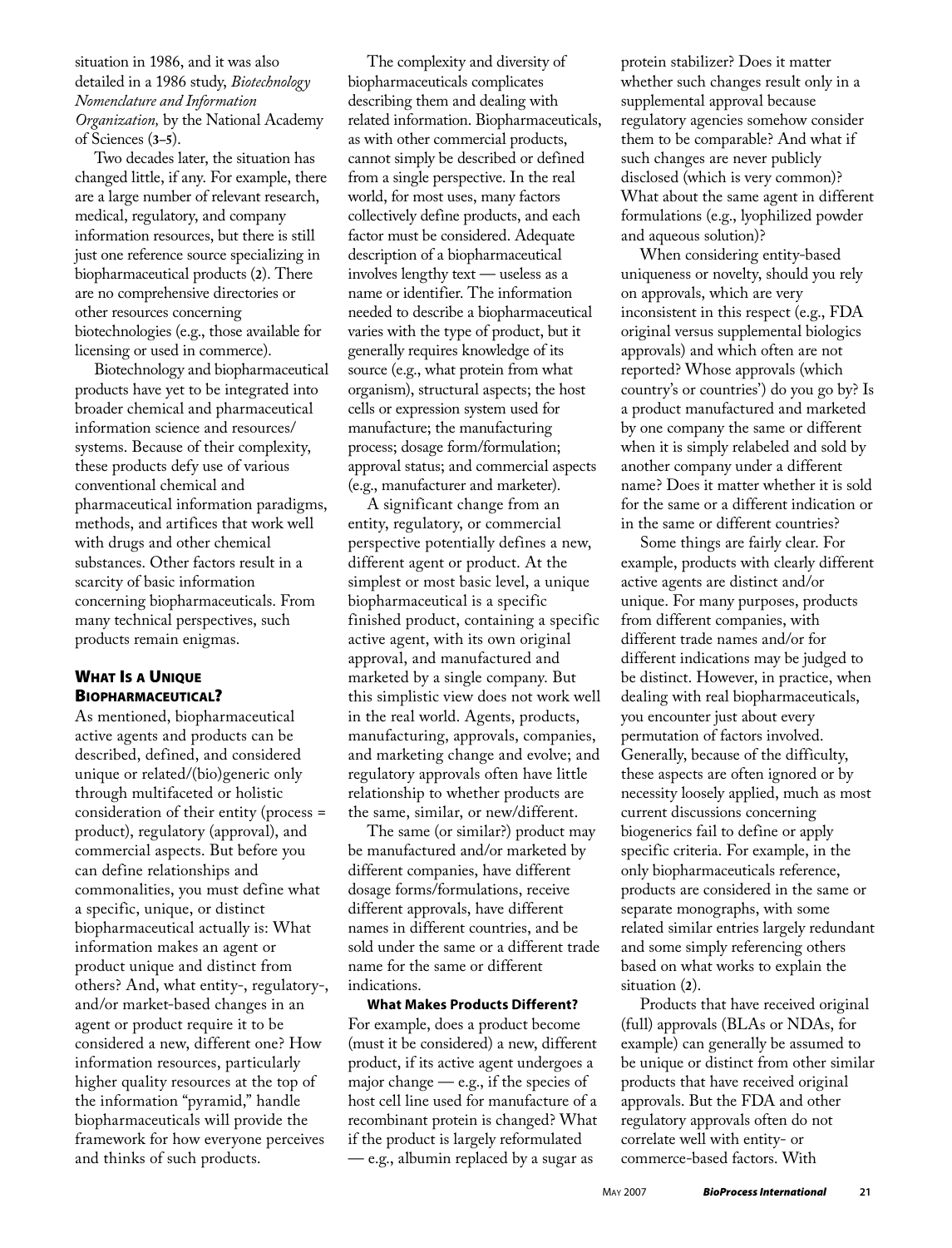situation in 1986, and it was also detailed in a 1986 study, *Biotechnology Nomenclature and Information Organization,* by the National Academy of Sciences (**3–5**).

Two decades later, the situation has changed little, if any. For example, there are a large number of relevant research, medical, regulatory, and company information resources, but there is still just one reference source specializing in biopharmaceutical products (**2**). There are no comprehensive directories or other resources concerning biotechnologies (e.g., those available for licensing or used in commerce).

Biotechnology and biopharmaceutical products have yet to be integrated into broader chemical and pharmaceutical information science and resources/systems. Because of their complexity, these products defy use of various conventional chemical and pharmaceutical information paradigms, methods, and artifices that work well with drugs and other chemical substances. Other factors result in a scarcity of basic information concerning biopharmaceuticals. From many technical perspectives, such products remain enigmas.

## What Is a Unique Biopharmaceutical?

As mentioned, biopharmaceutical active agents and products can be described, defined, and considered unique or related/(bio)generic only through multifaceted or holistic consideration of their entity (process = product), regulatory (approval), and commercial aspects. But before you can define relationships and commonalities, you must define what a specific, unique, or distinct biopharmaceutical actually is: What information makes an agent or product unique and distinct from others? And, what entity-, regulatory-, and/or market-based changes in an agent or product require it to be considered a new, different one? How information resources, particularly higher quality resources at the top of the information "pyramid," handle biopharmaceuticals will provide the framework for how everyone perceives and thinks of such products.

The complexity and diversity of biopharmaceuticals complicates describing them and dealing with related information. Biopharmaceuticals, as with other commercial products, cannot simply be described or defined from a single perspective. In the real world, for most uses, many factors collectively define products, and each factor must be considered. Adequate description of a biopharmaceutical involves lengthy text — useless as a name or identifier. The information needed to describe a biopharmaceutical varies with the type of product, but it generally requires knowledge of its source (e.g., what protein from what organism), structural aspects; the host cells or expression system used for manufacture; the manufacturing process; dosage form/formulation; approval status; and commercial aspects (e.g., manufacturer and marketer).

A significant change from an entity, regulatory, or commercial perspective potentially defines a new, different agent or product. At the simplest or most basic level, a unique biopharmaceutical is a specific finished product, containing a specific active agent, with its own original approval, and manufactured and marketed by a single company. But this simplistic view does not work well in the real world. Agents, products, manufacturing, approvals, companies, and marketing change and evolve; and regulatory approvals often have little relationship to whether products are the same, similar, or new/different.

The same (or similar?) product may be manufactured and/or marketed by different companies, have different dosage forms/formulations, receive different approvals, have different names in different countries, and be sold under the same or a different trade name for the same or different indications.

**What Makes Products Different?** For example, does a product become (must it be considered) a new, different product, if its active agent undergoes a major change — e.g., if the species of host cell line used for manufacture of a recombinant protein is changed? What if the product is largely reformulated — e.g., albumin replaced by a sugar as protein stabilizer? Does it matter whether such changes result only in a supplemental approval because regulatory agencies somehow consider them to be comparable? And what if such changes are never publicly disclosed (which is very common)? What about the same agent in different formulations (e.g., lyophilized powder and aqueous solution)?

When considering entity-based uniqueness or novelty, should you rely on approvals, which are very inconsistent in this respect (e.g., FDA original versus supplemental biologics approvals) and which often are not reported? Whose approvals (which country's or countries') do you go by? Is a product manufactured and marketed by one company the same or different when it is simply relabeled and sold by another company under a different name? Does it matter whether it is sold for the same or a different indication or in the same or different countries?

Some things are fairly clear. For example, products with clearly different active agents are distinct and/or unique. For many purposes, products from different companies, with different trade names and/or for different indications may be judged to be distinct. However, in practice, when dealing with real biopharmaceuticals, you encounter just about every permutation of factors involved. Generally, because of the difficulty, these aspects are often ignored or by necessity loosely applied, much as most current discussions concerning biogenerics fail to define or apply specific criteria. For example, in the only biopharmaceuticals reference, products are considered in the same or separate monographs, with some related similar entries largely redundant and some simply referencing others based on what works to explain the situation (**2**).

Products that have received original (full) approvals (BLAs or NDAs, for example) can generally be assumed to be unique or distinct from other similar products that have received original approvals. But the FDA and other regulatory approvals often do not correlate well with entity- or commerce-based factors. With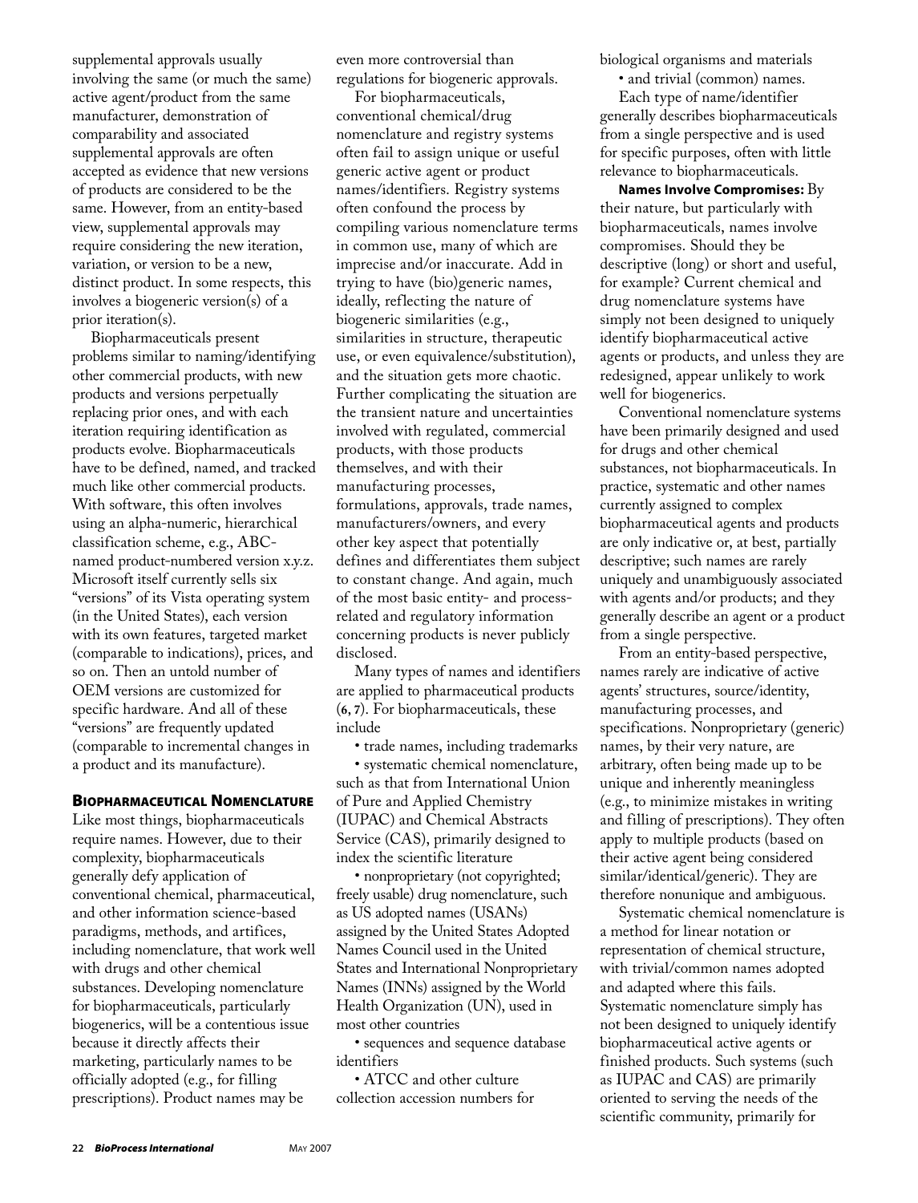supplemental approvals usually involving the same (or much the same) active agent/product from the same manufacturer, demonstration of comparability and associated supplemental approvals are often accepted as evidence that new versions of products are considered to be the same. However, from an entity-based view, supplemental approvals may require considering the new iteration, variation, or version to be a new, distinct product. In some respects, this involves a biogeneric version(s) of a prior iteration(s).

Biopharmaceuticals present problems similar to naming/identifying other commercial products, with new products and versions perpetually replacing prior ones, and with each iteration requiring identification as products evolve. Biopharmaceuticals have to be defined, named, and tracked much like other commercial products. With software, this often involves using an alpha-numeric, hierarchical classification scheme, e.g., ABC-named product-numbered version x.y.z. Microsoft itself currently sells six "versions" of its Vista operating system (in the United States), each version with its own features, targeted market (comparable to indications), prices, and so on. Then an untold number of OEM versions are customized for specific hardware. And all of these "versions" are frequently updated (comparable to incremental changes in a product and its manufacture).

## Biopharmaceutical Nomenclature

Like most things, biopharmaceuticals require names. However, due to their complexity, biopharmaceuticals generally defy application of conventional chemical, pharmaceutical, and other information science-based paradigms, methods, and artifices, including nomenclature, that work well with drugs and other chemical substances. Developing nomenclature for biopharmaceuticals, particularly biogenerics, will be a contentious issue because it directly affects their marketing, particularly names to be officially adopted (e.g., for filling prescriptions). Product names may be even more controversial than regulations for biogeneric approvals.

For biopharmaceuticals, conventional chemical/drug nomenclature and registry systems often fail to assign unique or useful generic active agent or product names/identifiers. Registry systems often confound the process by compiling various nomenclature terms in common use, many of which are imprecise and/or inaccurate. Add in trying to have (bio)generic names, ideally, reflecting the nature of biogeneric similarities (e.g., similarities in structure, therapeutic use, or even equivalence/substitution), and the situation gets more chaotic. Further complicating the situation are the transient nature and uncertainties involved with regulated, commercial products, with those products themselves, and with their manufacturing processes, formulations, approvals, trade names, manufacturers/owners, and every other key aspect that potentially defines and differentiates them subject to constant change. And again, much of the most basic entity- and process-related and regulatory information concerning products is never publicly disclosed.

Many types of names and identifiers are applied to pharmaceutical products (**6, 7**). For biopharmaceuticals, these include

- trade names, including trademarks
- systematic chemical nomenclature, such as that from International Union of Pure and Applied Chemistry (IUPAC) and Chemical Abstracts Service (CAS), primarily designed to index the scientific literature
- nonproprietary (not copyrighted; freely usable) drug nomenclature, such as US adopted names (USANs) assigned by the United States Adopted Names Council used in the United States and International Nonproprietary Names (INNs) assigned by the World Health Organization (UN), used in most other countries
- sequences and sequence database identifiers
- ATCC and other culture collection accession numbers for biological organisms and materials
- and trivial (common) names.

Each type of name/identifier generally describes biopharmaceuticals from a single perspective and is used for specific purposes, often with little relevance to biopharmaceuticals.

**Names Involve Compromises:** By their nature, but particularly with biopharmaceuticals, names involve compromises. Should they be descriptive (long) or short and useful, for example? Current chemical and drug nomenclature systems have simply not been designed to uniquely identify biopharmaceutical active agents or products, and unless they are redesigned, appear unlikely to work well for biogenerics.

Conventional nomenclature systems have been primarily designed and used for drugs and other chemical substances, not biopharmaceuticals. In practice, systematic and other names currently assigned to complex biopharmaceutical agents and products are only indicative or, at best, partially descriptive; such names are rarely uniquely and unambiguously associated with agents and/or products; and they generally describe an agent or a product from a single perspective.

From an entity-based perspective, names rarely are indicative of active agents' structures, source/identity, manufacturing processes, and specifications. Nonproprietary (generic) names, by their very nature, are arbitrary, often being made up to be unique and inherently meaningless (e.g., to minimize mistakes in writing and filling of prescriptions). They often apply to multiple products (based on their active agent being considered similar/identical/generic). They are therefore nonunique and ambiguous.

Systematic chemical nomenclature is a method for linear notation or representation of chemical structure, with trivial/common names adopted and adapted where this fails. Systematic nomenclature simply has not been designed to uniquely identify biopharmaceutical active agents or finished products. Such systems (such as IUPAC and CAS) are primarily oriented to serving the needs of the scientific community, primarily for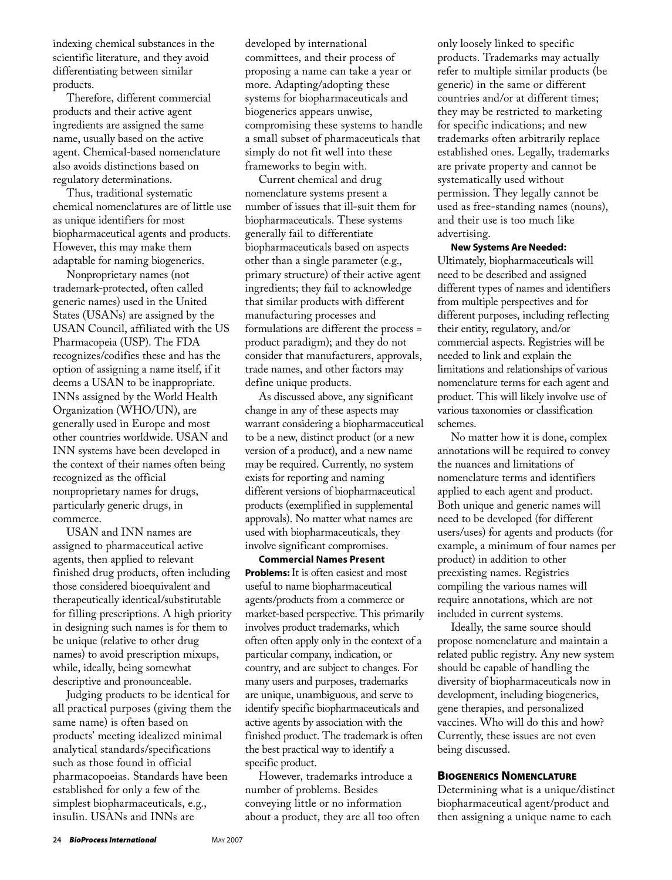indexing chemical substances in the scientific literature, and they avoid differentiating between similar products.

Therefore, different commercial products and their active agent ingredients are assigned the same name, usually based on the active agent. Chemical-based nomenclature also avoids distinctions based on regulatory determinations.

Thus, traditional systematic chemical nomenclatures are of little use as unique identifiers for most biopharmaceutical agents and products. However, this may make them adaptable for naming biogenerics.

Nonproprietary names (not trademark-protected, often called generic names) used in the United States (USANs) are assigned by the USAN Council, affiliated with the US Pharmacopeia (USP). The FDA recognizes/codifies these and has the option of assigning a name itself, if it deems a USAN to be inappropriate. INNs assigned by the World Health Organization (WHO/UN), are generally used in Europe and most other countries worldwide. USAN and INN systems have been developed in the context of their names often being recognized as the official nonproprietary names for drugs, particularly generic drugs, in commerce.

USAN and INN names are assigned to pharmaceutical active agents, then applied to relevant finished drug products, often including those considered bioequivalent and therapeutically identical/substitutable for filling prescriptions. A high priority in designing such names is for them to be unique (relative to other drug names) to avoid prescription mixups, while, ideally, being somewhat descriptive and pronounceable.

Judging products to be identical for all practical purposes (giving them the same name) is often based on products' meeting idealized minimal analytical standards/specifications such as those found in official pharmacopoeias. Standards have been established for only a few of the simplest biopharmaceuticals, e.g., insulin. USANs and INNs are developed by international committees, and their process of proposing a name can take a year or more. Adapting/adopting these systems for biopharmaceuticals and biogenerics appears unwise, compromising these systems to handle a small subset of pharmaceuticals that simply do not fit well into these frameworks to begin with.

Current chemical and drug nomenclature systems present a number of issues that ill-suit them for biopharmaceuticals. These systems generally fail to differentiate biopharmaceuticals based on aspects other than a single parameter (e.g., primary structure) of their active agent ingredients; they fail to acknowledge that similar products with different manufacturing processes and formulations are different the process = product paradigm); and they do not consider that manufacturers, approvals, trade names, and other factors may define unique products.

As discussed above, any significant change in any of these aspects may warrant considering a biopharmaceutical to be a new, distinct product (or a new version of a product), and a new name may be required. Currently, no system exists for reporting and naming different versions of biopharmaceutical products (exemplified in supplemental approvals). No matter what names are used with biopharmaceuticals, they involve significant compromises.

**Commercial Names Present Problems:** It is often easiest and most useful to name biopharmaceutical agents/products from a commerce or market-based perspective. This primarily involves product trademarks, which often often apply only in the context of a particular company, indication, or country, and are subject to changes. For many users and purposes, trademarks are unique, unambiguous, and serve to identify specific biopharmaceuticals and active agents by association with the finished product. The trademark is often the best practical way to identify a specific product.

However, trademarks introduce a number of problems. Besides conveying little or no information about a product, they are all too often only loosely linked to specific products. Trademarks may actually refer to multiple similar products (be generic) in the same or different countries and/or at different times; they may be restricted to marketing for specific indications; and new trademarks often arbitrarily replace established ones. Legally, trademarks are private property and cannot be systematically used without permission. They legally cannot be used as free-standing names (nouns), and their use is too much like advertising.

**New Systems Are Needed:** Ultimately, biopharmaceuticals will need to be described and assigned different types of names and identifiers from multiple perspectives and for different purposes, including reflecting their entity, regulatory, and/or commercial aspects. Registries will be needed to link and explain the limitations and relationships of various nomenclature terms for each agent and product. This will likely involve use of various taxonomies or classification schemes.

No matter how it is done, complex annotations will be required to convey the nuances and limitations of nomenclature terms and identifiers applied to each agent and product. Both unique and generic names will need to be developed (for different users/uses) for agents and products (for example, a minimum of four names per product) in addition to other preexisting names. Registries compiling the various names will require annotations, which are not included in current systems.

Ideally, the same source should propose nomenclature and maintain a related public registry. Any new system should be capable of handling the diversity of biopharmaceuticals now in development, including biogenerics, gene therapies, and personalized vaccines. Who will do this and how? Currently, these issues are not even being discussed.

## Biogenerics Nomenclature

Determining what is a unique/distinct biopharmaceutical agent/product and then assigning a unique name to each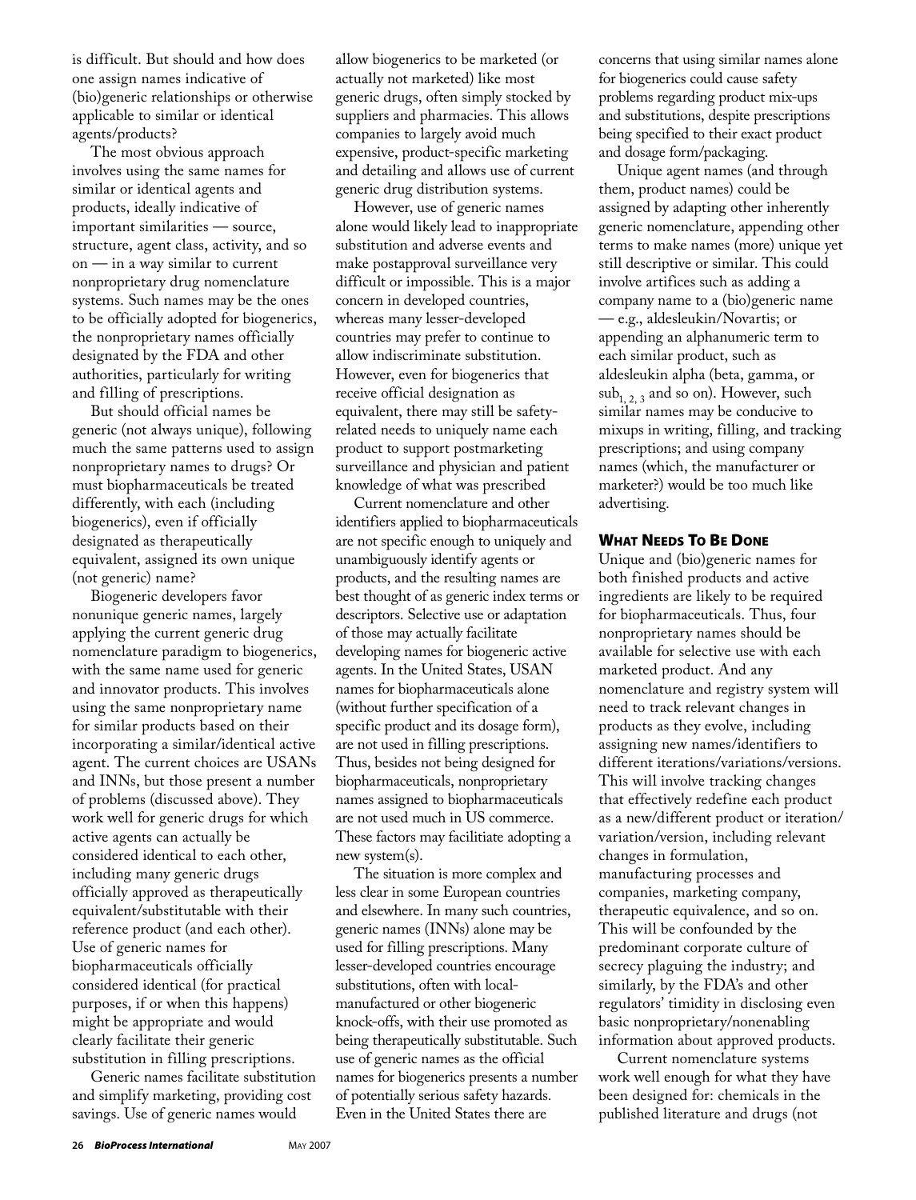is difficult. But should and how does one assign names indicative of (bio)generic relationships or otherwise applicable to similar or identical agents/products?

The most obvious approach involves using the same names for similar or identical agents and products, ideally indicative of important similarities — source, structure, agent class, activity, and so on — in a way similar to current nonproprietary drug nomenclature systems. Such names may be the ones to be officially adopted for biogenerics, the nonproprietary names officially designated by the FDA and other authorities, particularly for writing and filling of prescriptions.

But should official names be generic (not always unique), following much the same patterns used to assign nonproprietary names to drugs? Or must biopharmaceuticals be treated differently, with each (including biogenerics), even if officially designated as therapeutically equivalent, assigned its own unique (not generic) name?

Biogeneric developers favor nonunique generic names, largely applying the current generic drug nomenclature paradigm to biogenerics, with the same name used for generic and innovator products. This involves using the same nonproprietary name for similar products based on their incorporating a similar/identical active agent. The current choices are USANs and INNs, but those present a number of problems (discussed above). They work well for generic drugs for which active agents can actually be considered identical to each other, including many generic drugs officially approved as therapeutically equivalent/substitutable with their reference product (and each other). Use of generic names for biopharmaceuticals officially considered identical (for practical purposes, if or when this happens) might be appropriate and would clearly facilitate their generic substitution in filling prescriptions.

Generic names facilitate substitution and simplify marketing, providing cost savings. Use of generic names would allow biogenerics to be marketed (or actually not marketed) like most generic drugs, often simply stocked by suppliers and pharmacies. This allows companies to largely avoid much expensive, product-specific marketing and detailing and allows use of current generic drug distribution systems.

However, use of generic names alone would likely lead to inappropriate substitution and adverse events and make postapproval surveillance very difficult or impossible. This is a major concern in developed countries, whereas many lesser-developed countries may prefer to continue to allow indiscriminate substitution. However, even for biogenerics that receive official designation as equivalent, there may still be safety-related needs to uniquely name each product to support postmarketing surveillance and physician and patient knowledge of what was prescribed

Current nomenclature and other identifiers applied to biopharmaceuticals are not specific enough to uniquely and unambiguously identify agents or products, and the resulting names are best thought of as generic index terms or descriptors. Selective use or adaptation of those may actually facilitate developing names for biogeneric active agents. In the United States, USAN names for biopharmaceuticals alone (without further specification of a specific product and its dosage form), are not used in filling prescriptions. Thus, besides not being designed for biopharmaceuticals, nonproprietary names assigned to biopharmaceuticals are not used much in US commerce. These factors may facilitiate adopting a new system(s).

The situation is more complex and less clear in some European countries and elsewhere. In many such countries, generic names (INNs) alone may be used for filling prescriptions. Many lesser-developed countries encourage substitutions, often with local-manufactured or other biogeneric knock-offs, with their use promoted as being therapeutically substitutable. Such use of generic names as the official names for biogenerics presents a number of potentially serious safety hazards. Even in the United States there are concerns that using similar names alone for biogenerics could cause safety problems regarding product mix-ups and substitutions, despite prescriptions being specified to their exact product and dosage form/packaging.

Unique agent names (and through them, product names) could be assigned by adapting other inherently generic nomenclature, appending other terms to make names (more) unique yet still descriptive or similar. This could involve artifices such as adding a company name to a (bio)generic name — e.g., aldesleukin/Novartis; or appending an alphanumeric term to each similar product, such as aldesleukin alpha (beta, gamma, or $sub_{1, 2, 3}$ and so on). However, such similar names may be conducive to mixups in writing, filling, and tracking prescriptions; and using company names (which, the manufacturer or marketer?) would be too much like advertising.

## What Needs To Be Done

Unique and (bio)generic names for both finished products and active ingredients are likely to be required for biopharmaceuticals. Thus, four nonproprietary names should be available for selective use with each marketed product. And any nomenclature and registry system will need to track relevant changes in products as they evolve, including assigning new names/identifiers to different iterations/variations/versions. This will involve tracking changes that effectively redefine each product as a new/different product or iteration/variation/version, including relevant changes in formulation, manufacturing processes and companies, marketing company, therapeutic equivalence, and so on. This will be confounded by the predominant corporate culture of secrecy plaguing the industry; and similarly, by the FDA's and other regulators' timidity in disclosing even basic nonproprietary/nonenabling information about approved products.

Current nomenclature systems work well enough for what they have been designed for: chemicals in the published literature and drugs (not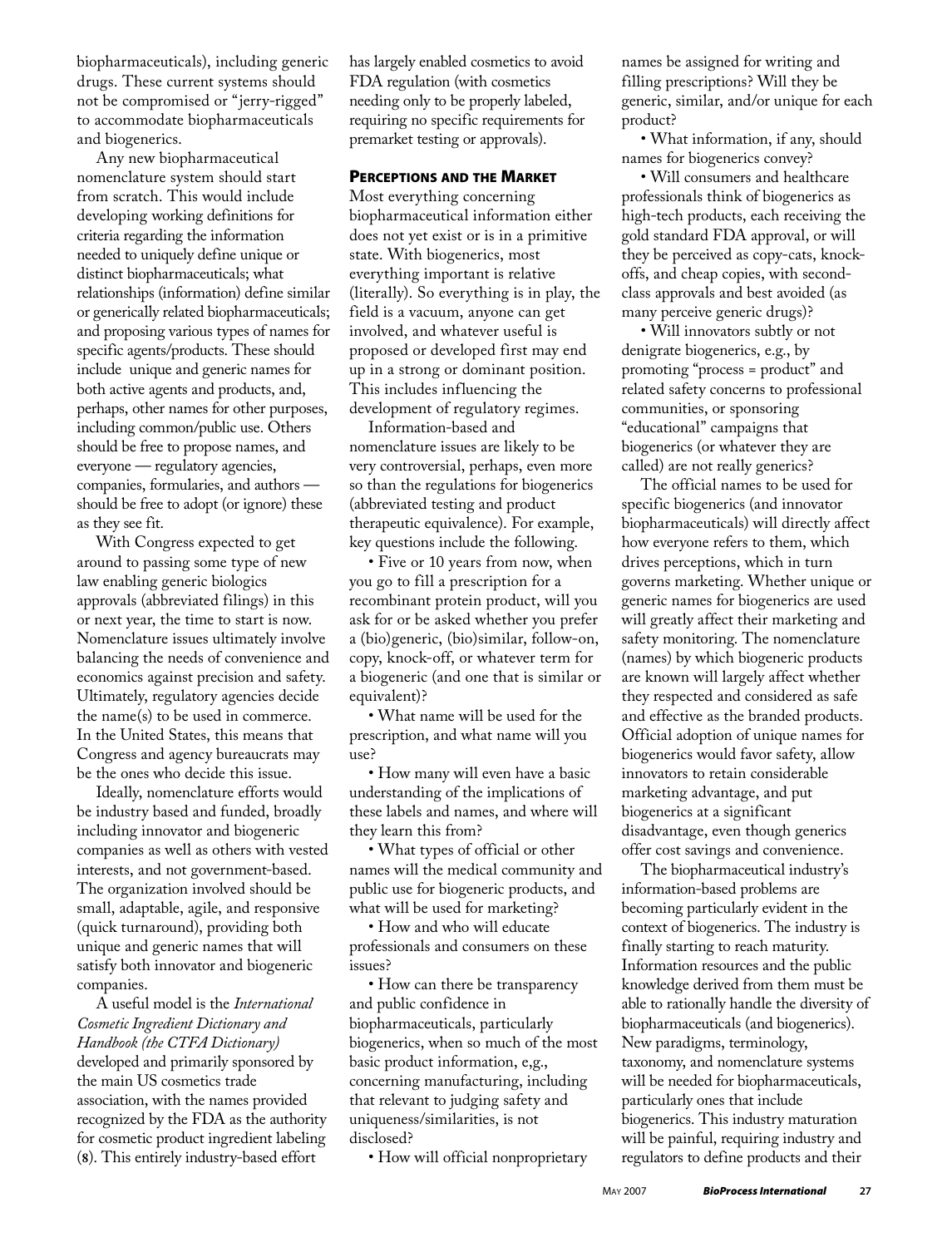biopharmaceuticals), including generic drugs. These current systems should not be compromised or "jerry-rigged" to accommodate biopharmaceuticals and biogenerics.

Any new biopharmaceutical nomenclature system should start from scratch. This would include developing working definitions for criteria regarding the information needed to uniquely define unique or distinct biopharmaceuticals; what relationships (information) define similar or generically related biopharmaceuticals; and proposing various types of names for specific agents/products. These should include unique and generic names for both active agents and products, and, perhaps, other names for other purposes, including common/public use. Others should be free to propose names, and everyone — regulatory agencies, companies, formularies, and authors — should be free to adopt (or ignore) these as they see fit.

With Congress expected to get around to passing some type of new law enabling generic biologics approvals (abbreviated filings) in this or next year, the time to start is now. Nomenclature issues ultimately involve balancing the needs of convenience and economics against precision and safety. Ultimately, regulatory agencies decide the name(s) to be used in commerce. In the United States, this means that Congress and agency bureaucrats may be the ones who decide this issue.

Ideally, nomenclature efforts would be industry based and funded, broadly including innovator and biogeneric companies as well as others with vested interests, and not government-based. The organization involved should be small, adaptable, agile, and responsive (quick turnaround), providing both unique and generic names that will satisfy both innovator and biogeneric companies.

A useful model is the *International Cosmetic Ingredient Dictionary and Handbook (the CTFA Dictionary)* developed and primarily sponsored by the main US cosmetics trade association, with the names provided recognized by the FDA as the authority for cosmetic product ingredient labeling (**8**). This entirely industry-based effort has largely enabled cosmetics to avoid FDA regulation (with cosmetics needing only to be properly labeled, requiring no specific requirements for premarket testing or approvals).

## Perceptions and the Market

Most everything concerning biopharmaceutical information either does not yet exist or is in a primitive state. With biogenerics, most everything important is relative (literally). So everything is in play, the field is a vacuum, anyone can get involved, and whatever useful is proposed or developed first may end up in a strong or dominant position. This includes influencing the development of regulatory regimes.

Information-based and nomenclature issues are likely to be very controversial, perhaps, even more so than the regulations for biogenerics (abbreviated testing and product therapeutic equivalence). For example, key questions include the following.

- Five or 10 years from now, when you go to fill a prescription for a recombinant protein product, will you ask for or be asked whether you prefer a (bio)generic, (bio)similar, follow-on, copy, knock-off, or whatever term for a biogeneric (and one that is similar or equivalent)?
- What name will be used for the prescription, and what name will you use?
- How many will even have a basic understanding of the implications of these labels and names, and where will they learn this from?
- What types of official or other names will the medical community and public use for biogeneric products, and what will be used for marketing?
- How and who will educate professionals and consumers on these issues?
- How can there be transparency and public confidence in biopharmaceuticals, particularly biogenerics, when so much of the most basic product information, e,g., concerning manufacturing, including that relevant to judging safety and uniqueness/similarities, is not disclosed?
- How will official nonproprietary names be assigned for writing and filling prescriptions? Will they be generic, similar, and/or unique for each product?
- What information, if any, should names for biogenerics convey?
- Will consumers and healthcare professionals think of biogenerics as high-tech products, each receiving the gold standard FDA approval, or will they be perceived as copy-cats, knock-offs, and cheap copies, with second-class approvals and best avoided (as many perceive generic drugs)?
- Will innovators subtly or not denigrate biogenerics, e.g., by promoting "process = product" and related safety concerns to professional communities, or sponsoring "educational" campaigns that biogenerics (or whatever they are called) are not really generics?

The official names to be used for specific biogenerics (and innovator biopharmaceuticals) will directly affect how everyone refers to them, which drives perceptions, which in turn governs marketing. Whether unique or generic names for biogenerics are used will greatly affect their marketing and safety monitoring. The nomenclature (names) by which biogeneric products are known will largely affect whether they respected and considered as safe and effective as the branded products. Official adoption of unique names for biogenerics would favor safety, allow innovators to retain considerable marketing advantage, and put biogenerics at a significant disadvantage, even though generics offer cost savings and convenience.

The biopharmaceutical industry's information-based problems are becoming particularly evident in the context of biogenerics. The industry is finally starting to reach maturity. Information resources and the public knowledge derived from them must be able to rationally handle the diversity of biopharmaceuticals (and biogenerics). New paradigms, terminology, taxonomy, and nomenclature systems will be needed for biopharmaceuticals, particularly ones that include biogenerics. This industry maturation will be painful, requiring industry and regulators to define products and their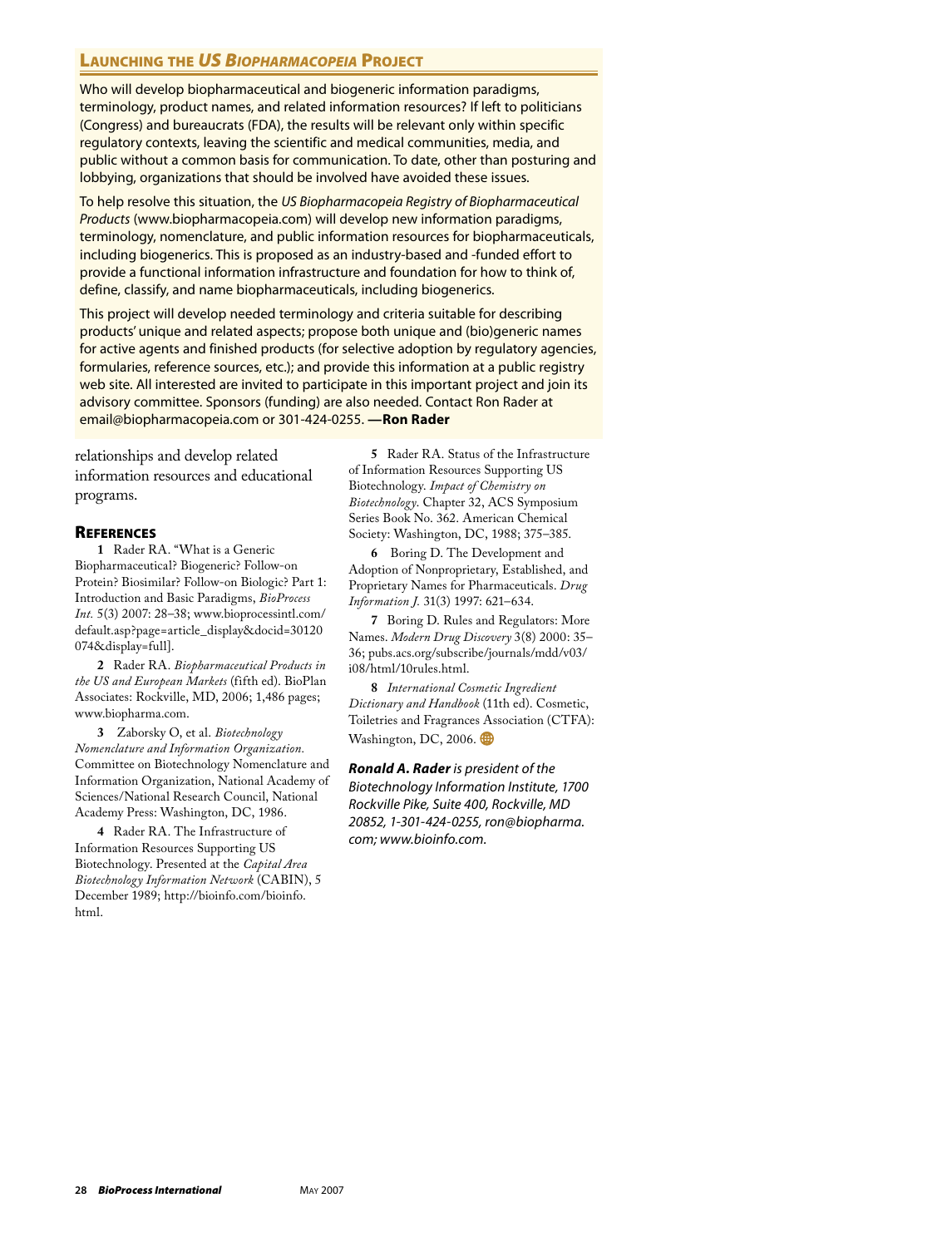## Launching the *US Biopharmacopeia* Project

Who will develop biopharmaceutical and biogeneric information paradigms, terminology, product names, and related information resources? If left to politicians (Congress) and bureaucrats (FDA), the results will be relevant only within specific regulatory contexts, leaving the scientific and medical communities, media, and public without a common basis for communication. To date, other than posturing and lobbying, organizations that should be involved have avoided these issues.

To help resolve this situation, the *US Biopharmacopeia Registry of Biopharmaceutical Products* (www.biopharmacopeia.com) will develop new information paradigms, terminology, nomenclature, and public information resources for biopharmaceuticals, including biogenerics. This is proposed as an industry-based and -funded effort to provide a functional information infrastructure and foundation for how to think of, define, classify, and name biopharmaceuticals, including biogenerics.

This project will develop needed terminology and criteria suitable for describing products' unique and related aspects; propose both unique and (bio)generic names for active agents and finished products (for selective adoption by regulatory agencies, formularies, reference sources, etc.); and provide this information at a public registry web site. All interested are invited to participate in this important project and join its advisory committee. Sponsors (funding) are also needed. Contact Ron Rader at email@biopharmacopeia.com or 301-424-0255. **—Ron Rader**

relationships and develop related information resources and educational programs.

## References

**1** Rader RA. "What is a Generic Biopharmaceutical? Biogeneric? Follow-on Protein? Biosimilar? Follow-on Biologic? Part 1: Introduction and Basic Paradigms, *BioProcess Int.* 5(3) 2007: 28–38; www.bioprocessintl.com/default.asp?page=article_display&docid=30120074&display=full].

**2** Rader RA. *Biopharmaceutical Products in the US and European Markets* (fifth ed). BioPlan Associates: Rockville, MD, 2006; 1,486 pages; www.biopharma.com.

**3** Zaborsky O, et al. *Biotechnology Nomenclature and Information Organization.* Committee on Biotechnology Nomenclature and Information Organization, National Academy of Sciences/National Research Council, National Academy Press: Washington, DC, 1986.

**4** Rader RA. The Infrastructure of Information Resources Supporting US Biotechnology. Presented at the *Capital Area Biotechnology Information Network* (CABIN), 5 December 1989; http://bioinfo.com/bioinfo.html.

**5** Rader RA. Status of the Infrastructure of Information Resources Supporting US Biotechnology. *Impact of Chemistry on Biotechnology*. Chapter 32, ACS Symposium Series Book No. 362. American Chemical Society: Washington, DC, 1988; 375–385.

**6** Boring D. The Development and Adoption of Nonproprietary, Established, and Proprietary Names for Pharmaceuticals. *Drug Information J.* 31(3) 1997: 621–634.

**7** Boring D. Rules and Regulators: More Names. *Modern Drug Discovery* 3(8) 2000: 35–36; pubs.acs.org/subscribe/journals/mdd/v03/i08/html/10rules.html.

**8** *International Cosmetic Ingredient Dictionary and Handbook* (11th ed). Cosmetic, Toiletries and Fragrances Association (CTFA): Washington, DC, 2006.

***Ronald A. Rader*** *is president of the Biotechnology Information Institute, 1700 Rockville Pike, Suite 400, Rockville, MD 20852, 1-301-424-0255, ron@biopharma.com; www.bioinfo.com.*